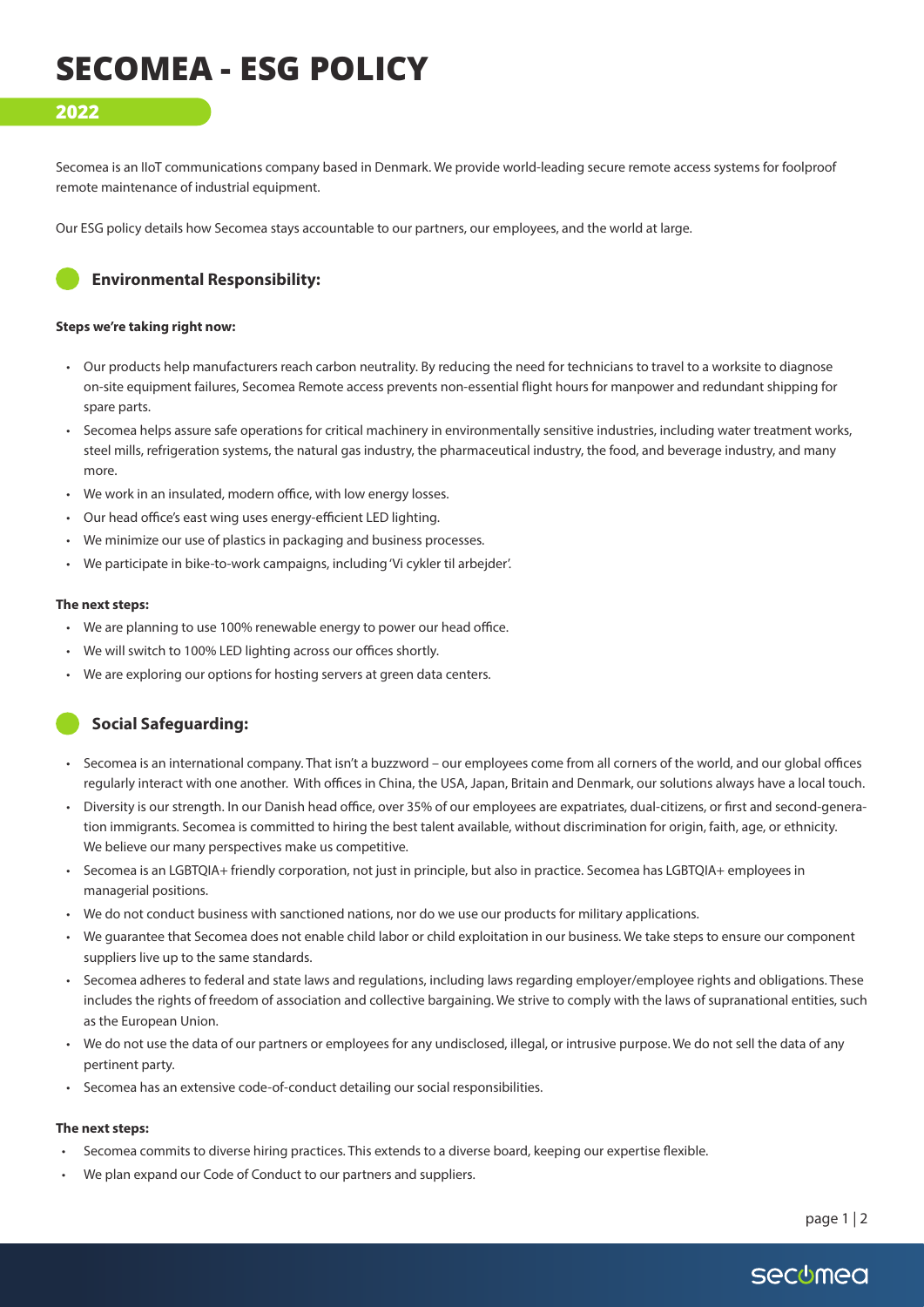# SECOMEA - ESG POLICY

## 2022

Secomea is an IIoT communications company based in Denmark. We provide world-leading secure remote access systems for foolproof remote maintenance of industrial equipment.

Our ESG policy details how Secomea stays accountable to our partners, our employees, and the world at large.

### Environmental Responsibility:

**Steps we're taking right now:**

- Our products help manufacturers reach carbon neutrality. By reducing the need for technicians to travel to a worksite to diagnose on-site equipment failures, Secomea Remote access prevents non-essential flight hours for manpower and redundant shipping for spare parts.
- Secomea helps assure safe operations for critical machinery in environmentally sensitive industries, including water treatment works, steel mills, refrigeration systems, the natural gas industry, the pharmaceutical industry, the food, and beverage industry, and many more.
- We work in an insulated, modern office, with low energy losses.
- Our head office's east wing uses energy-efficient LED lighting.
- We minimize our use of plastics in packaging and business processes.
- We participate in bike-to-work campaigns, including 'Vi cykler til arbejder'.

**The next steps:**

- We are planning to use 100% renewable energy to power our head office.
- We will switch to 100% LED lighting across our offices shortly.
- We are exploring our options for hosting servers at green data centers.

### Social Safeguarding:

- Secomea is an international company. That isn't a buzzword – our employees come from all corners of the world, and our global offices regularly interact with one another. With offices in China, the USA, Japan, Britain and Denmark, our solutions always have a local touch.
- Diversity is our strength. In our Danish head office, over 35% of our employees are expatriates, dual-citizens, or first and second-generation immigrants. Secomea is committed to hiring the best talent available, without discrimination for origin, faith, age, or ethnicity. We believe our many perspectives make us competitive.
- Secomea is an LGBTQIA+ friendly corporation, not just in principle, but also in practice. Secomea has LGBTQIA+ employees in managerial positions.
- We do not conduct business with sanctioned nations, nor do we use our products for military applications.
- We guarantee that Secomea does not enable child labor or child exploitation in our business. We take steps to ensure our component suppliers live up to the same standards.
- Secomea adheres to federal and state laws and regulations, including laws regarding employer/employee rights and obligations. These includes the rights of freedom of association and collective bargaining. We strive to comply with the laws of supranational entities, such as the European Union.
- We do not use the data of our partners or employees for any undisclosed, illegal, or intrusive purpose. We do not sell the data of any pertinent party.
- Secomea has an extensive code-of-conduct detailing our social responsibilities.

**The next steps:**

- Secomea commits to diverse hiring practices. This extends to a diverse board, keeping our expertise flexible.
- We plan expand our Code of Conduct to our partners and suppliers.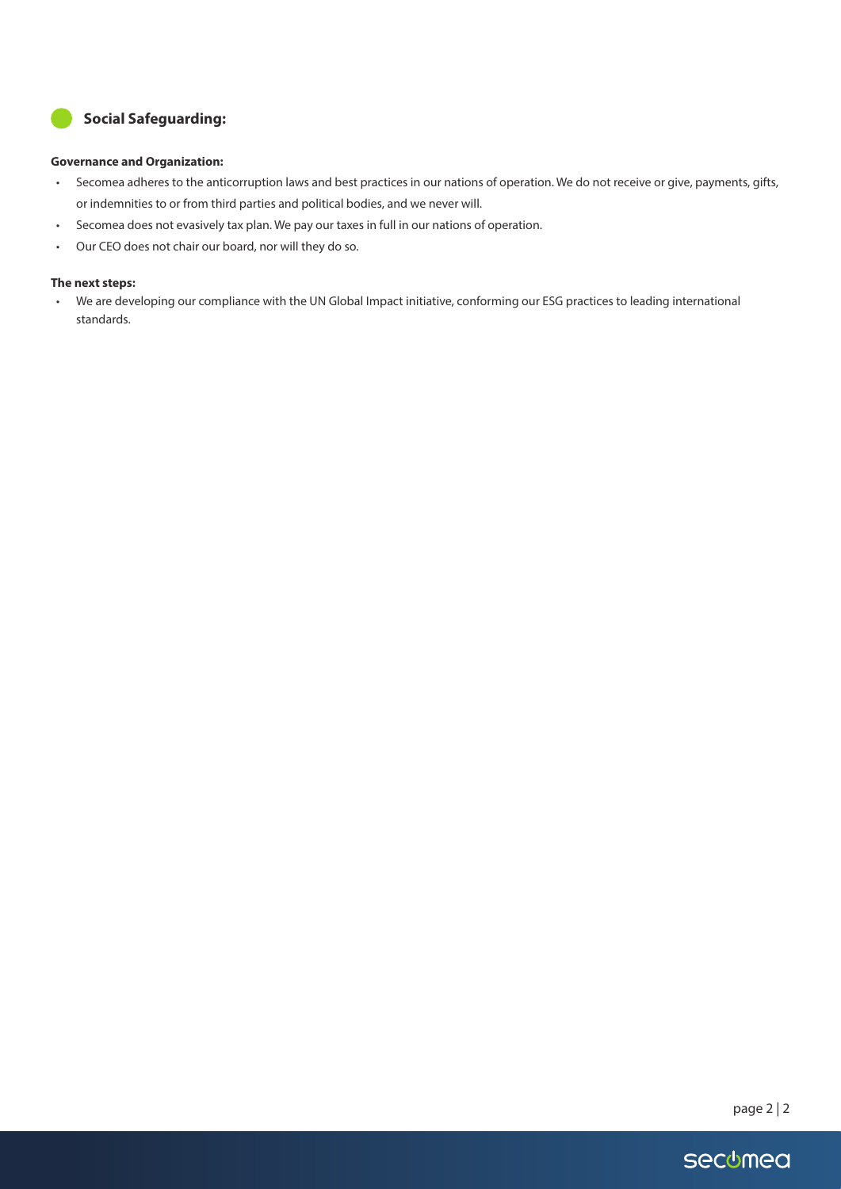## Social Safeguarding:

**Governance and Organization:**

- Secomea adheres to the anticorruption laws and best practices in our nations of operation. We do not receive or give, payments, gifts, or indemnities to or from third parties and political bodies, and we never will.
- Secomea does not evasively tax plan. We pay our taxes in full in our nations of operation.
- Our CEO does not chair our board, nor will they do so.

**The next steps:**

- We are developing our compliance with the UN Global Impact initiative, conforming our ESG practices to leading international standards.